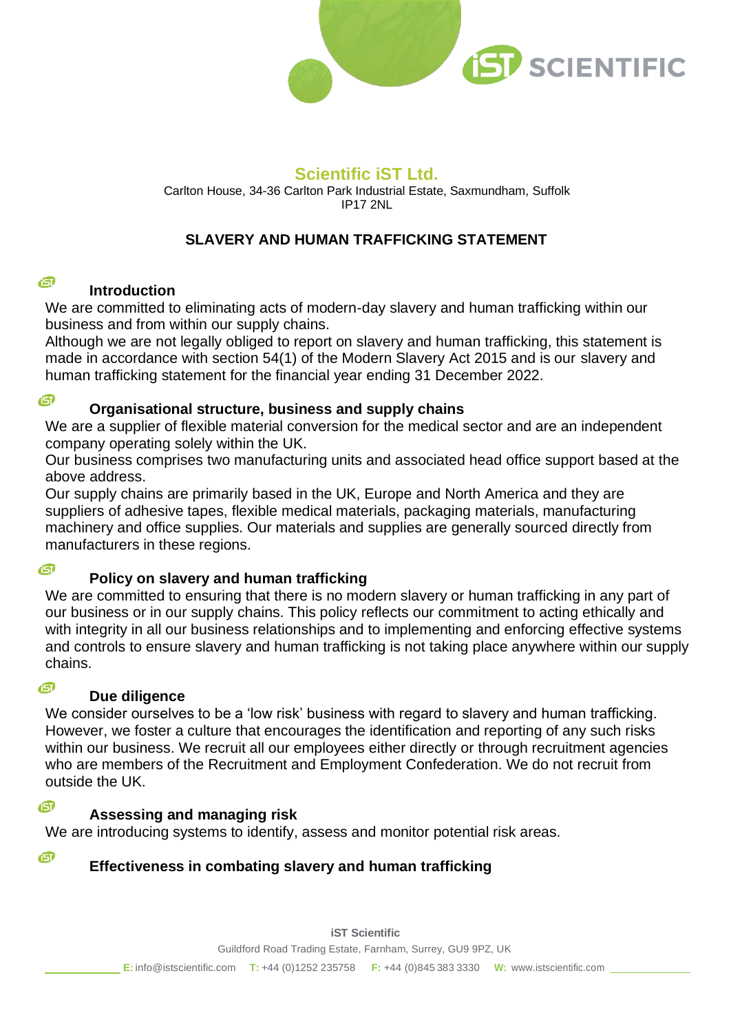## Scientific iST Ltd.

Carlton House, 34-36 Carlton Park Industrial Estate, Saxmundham, Suffolk
IP17 2NL

# SLAVERY AND HUMAN TRAFFICKING STATEMENT

### Introduction

We are committed to eliminating acts of modern-day slavery and human trafficking within our business and from within our supply chains.

Although we are not legally obliged to report on slavery and human trafficking, this statement is made in accordance with section 54(1) of the Modern Slavery Act 2015 and is our slavery and human trafficking statement for the financial year ending 31 December 2022.

### Organisational structure, business and supply chains

We are a supplier of flexible material conversion for the medical sector and are an independent company operating solely within the UK.

Our business comprises two manufacturing units and associated head office support based at the above address.

Our supply chains are primarily based in the UK, Europe and North America and they are suppliers of adhesive tapes, flexible medical materials, packaging materials, manufacturing machinery and office supplies. Our materials and supplies are generally sourced directly from manufacturers in these regions.

### Policy on slavery and human trafficking

We are committed to ensuring that there is no modern slavery or human trafficking in any part of our business or in our supply chains. This policy reflects our commitment to acting ethically and with integrity in all our business relationships and to implementing and enforcing effective systems and controls to ensure slavery and human trafficking is not taking place anywhere within our supply chains.

### Due diligence

We consider ourselves to be a 'low risk' business with regard to slavery and human trafficking. However, we foster a culture that encourages the identification and reporting of any such risks within our business. We recruit all our employees either directly or through recruitment agencies who are members of the Recruitment and Employment Confederation. We do not recruit from outside the UK.

### Assessing and managing risk

We are introducing systems to identify, assess and monitor potential risk areas.

### Effectiveness in combating slavery and human trafficking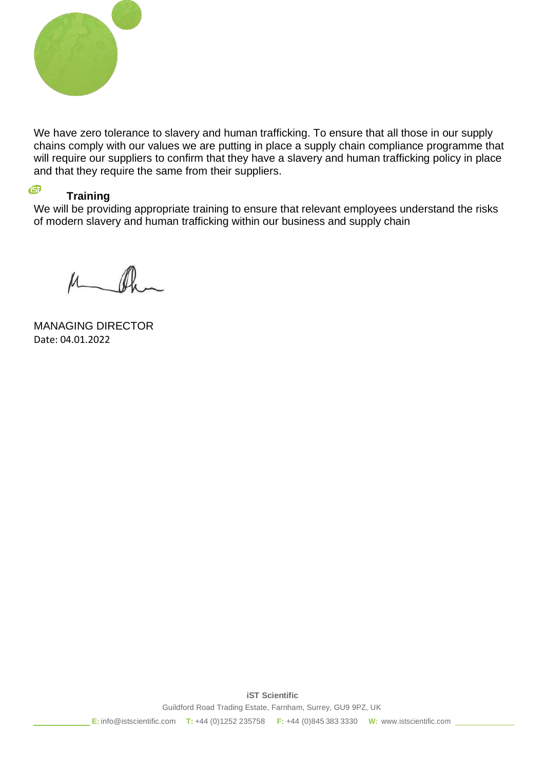We have zero tolerance to slavery and human trafficking. To ensure that all those in our supply chains comply with our values we are putting in place a supply chain compliance programme that will require our suppliers to confirm that they have a slavery and human trafficking policy in place and that they require the same from their suppliers.

**Training**

We will be providing appropriate training to ensure that relevant employees understand the risks of modern slavery and human trafficking within our business and supply chain

MANAGING DIRECTOR
Date: 04.01.2022

**iST Scientific**

Guildford Road Trading Estate, Farnham, Surrey, GU9 9PZ, UK

**E:** info@istscientific.com **T:** +44 (0)1252 235758 **F:** +44 (0)845 383 3330 **W:** www.istscientific.com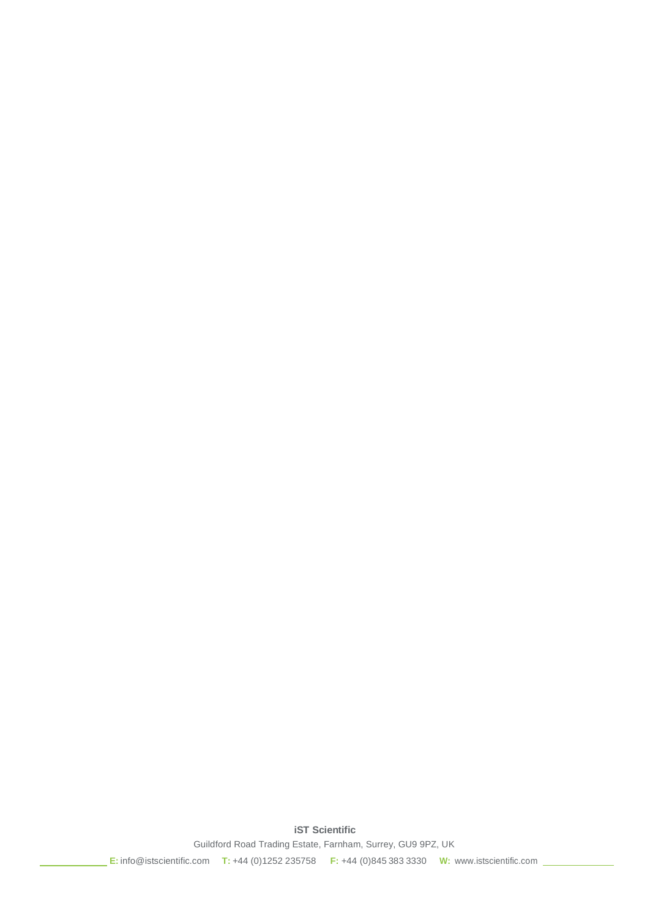**iST Scientific**

Guildford Road Trading Estate, Farnham, Surrey, GU9 9PZ, UK

**E:** info@istscientific.com **T:** +44 (0)1252 235758 **F:** +44 (0)845 383 3330 **W:** www.istscientific.com